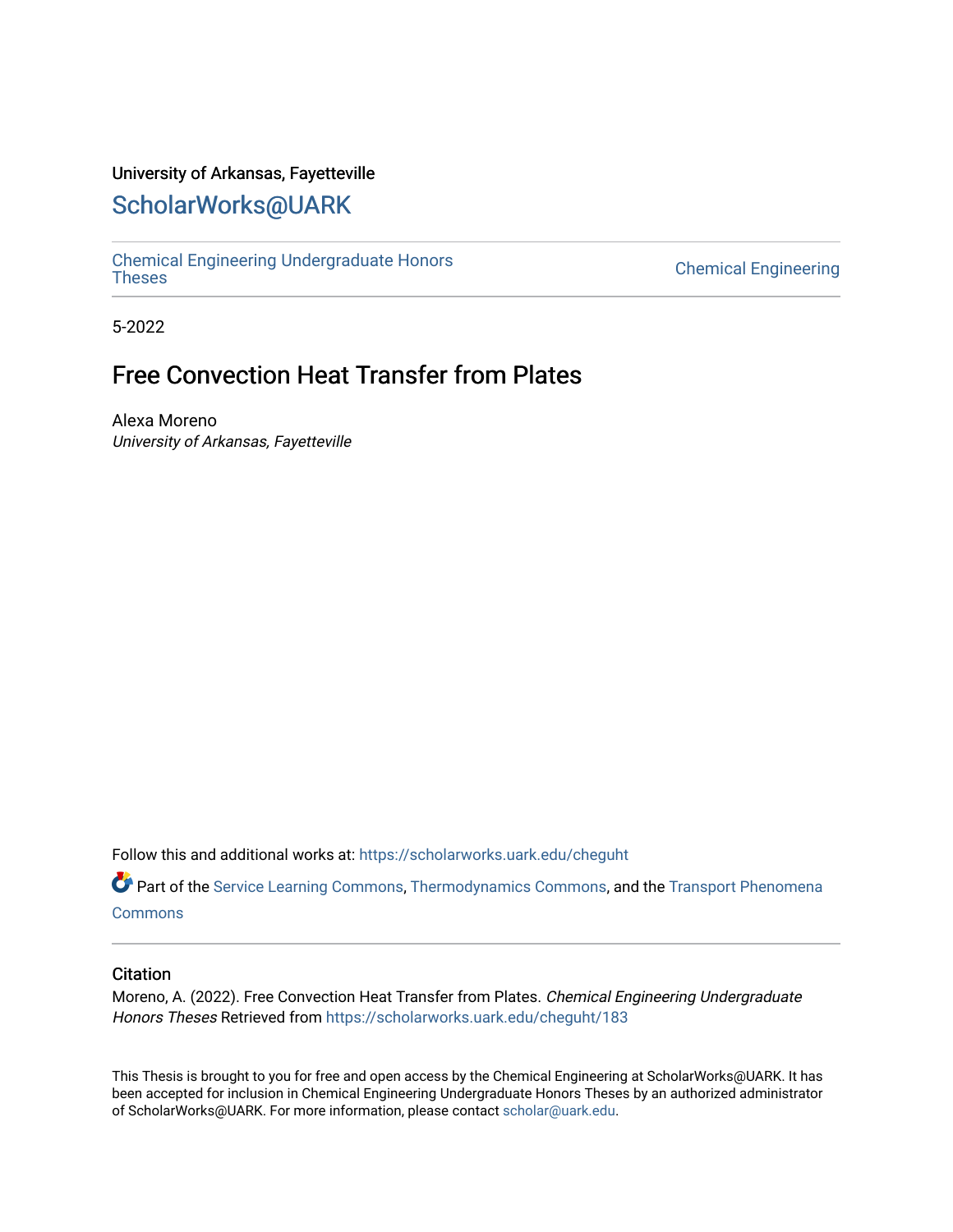University of Arkansas, Fayetteville

# ScholarWorks@UARK

Chemical Engineering Undergraduate Honors Theses | Chemical Engineering

5-2022

## Free Convection Heat Transfer from Plates

Alexa Moreno
*University of Arkansas, Fayetteville*

Follow this and additional works at: https://scholarworks.uark.edu/cheguht

Part of the Service Learning Commons, Thermodynamics Commons, and the Transport Phenomena Commons

### Citation

Moreno, A. (2022). Free Convection Heat Transfer from Plates. *Chemical Engineering Undergraduate Honors Theses* Retrieved from https://scholarworks.uark.edu/cheguht/183

This Thesis is brought to you for free and open access by the Chemical Engineering at ScholarWorks@UARK. It has been accepted for inclusion in Chemical Engineering Undergraduate Honors Theses by an authorized administrator of ScholarWorks@UARK. For more information, please contact scholar@uark.edu.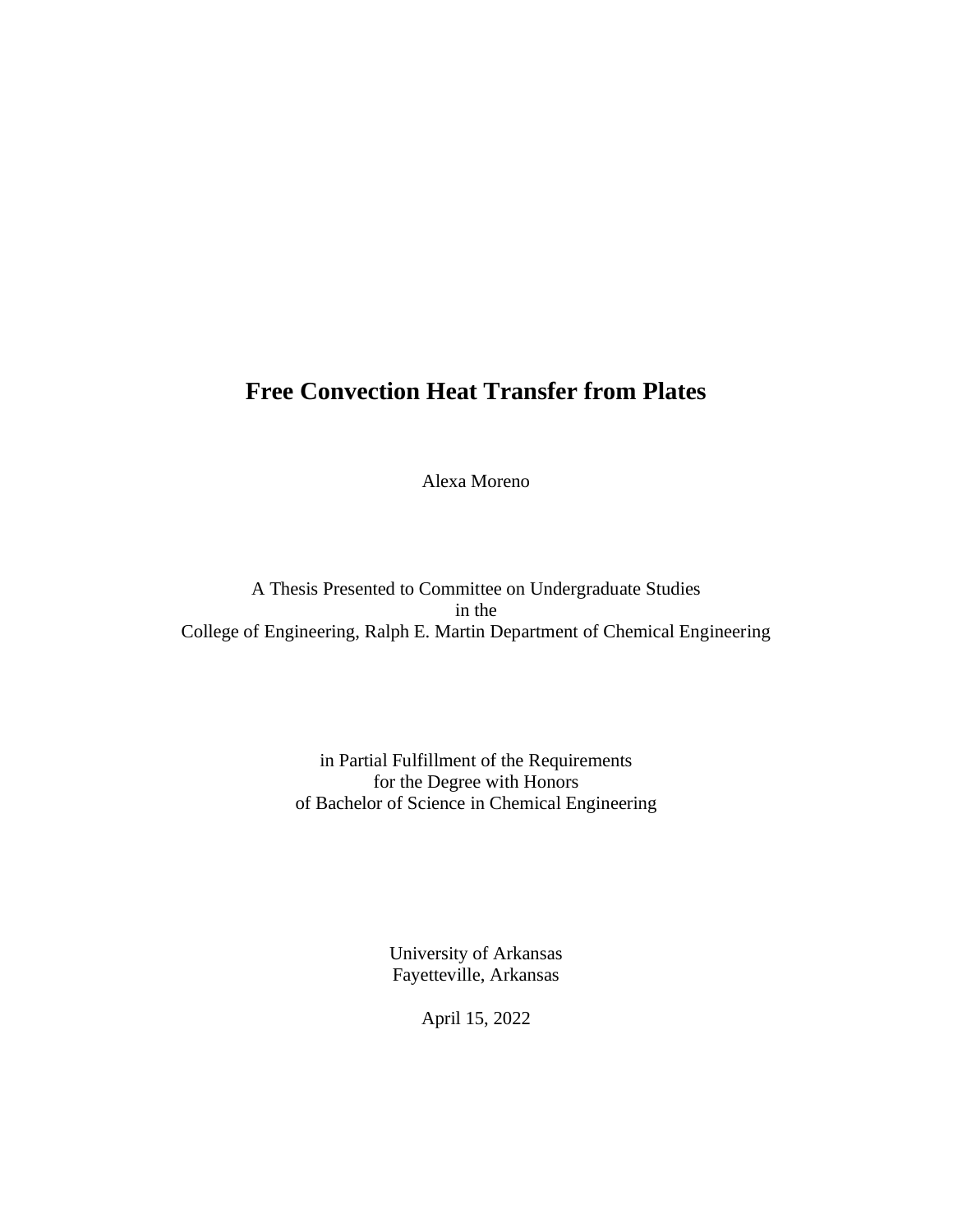# Free Convection Heat Transfer from Plates

Alexa Moreno

A Thesis Presented to Committee on Undergraduate Studies
in the
College of Engineering, Ralph E. Martin Department of Chemical Engineering

in Partial Fulfillment of the Requirements
for the Degree with Honors
of Bachelor of Science in Chemical Engineering

University of Arkansas
Fayetteville, Arkansas

April 15, 2022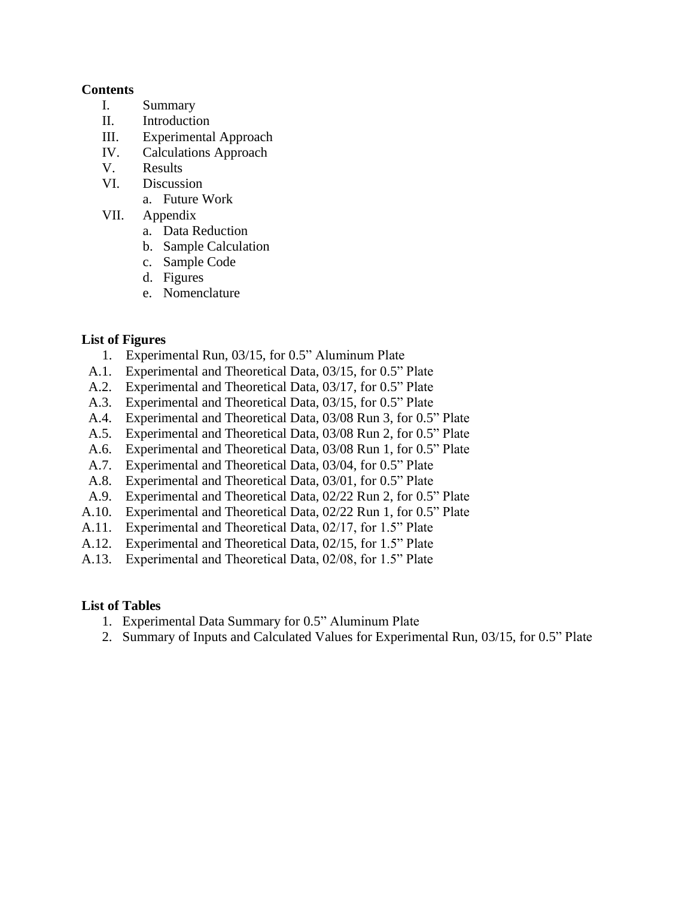**Contents**

I. Summary
II. Introduction
III. Experimental Approach
IV. Calculations Approach
V. Results
VI. Discussion
   a. Future Work
VII. Appendix
   a. Data Reduction
   b. Sample Calculation
   c. Sample Code
   d. Figures
   e. Nomenclature

**List of Figures**

1. Experimental Run, 03/15, for 0.5" Aluminum Plate

A.1. Experimental and Theoretical Data, 03/15, for 0.5" Plate
A.2. Experimental and Theoretical Data, 03/17, for 0.5" Plate
A.3. Experimental and Theoretical Data, 03/15, for 0.5" Plate
A.4. Experimental and Theoretical Data, 03/08 Run 3, for 0.5" Plate
A.5. Experimental and Theoretical Data, 03/08 Run 2, for 0.5" Plate
A.6. Experimental and Theoretical Data, 03/08 Run 1, for 0.5" Plate
A.7. Experimental and Theoretical Data, 03/04, for 0.5" Plate
A.8. Experimental and Theoretical Data, 03/01, for 0.5" Plate
A.9. Experimental and Theoretical Data, 02/22 Run 2, for 0.5" Plate
A.10. Experimental and Theoretical Data, 02/22 Run 1, for 0.5" Plate
A.11. Experimental and Theoretical Data, 02/17, for 1.5" Plate
A.12. Experimental and Theoretical Data, 02/15, for 1.5" Plate
A.13. Experimental and Theoretical Data, 02/08, for 1.5" Plate

**List of Tables**

1. Experimental Data Summary for 0.5" Aluminum Plate
2. Summary of Inputs and Calculated Values for Experimental Run, 03/15, for 0.5" Plate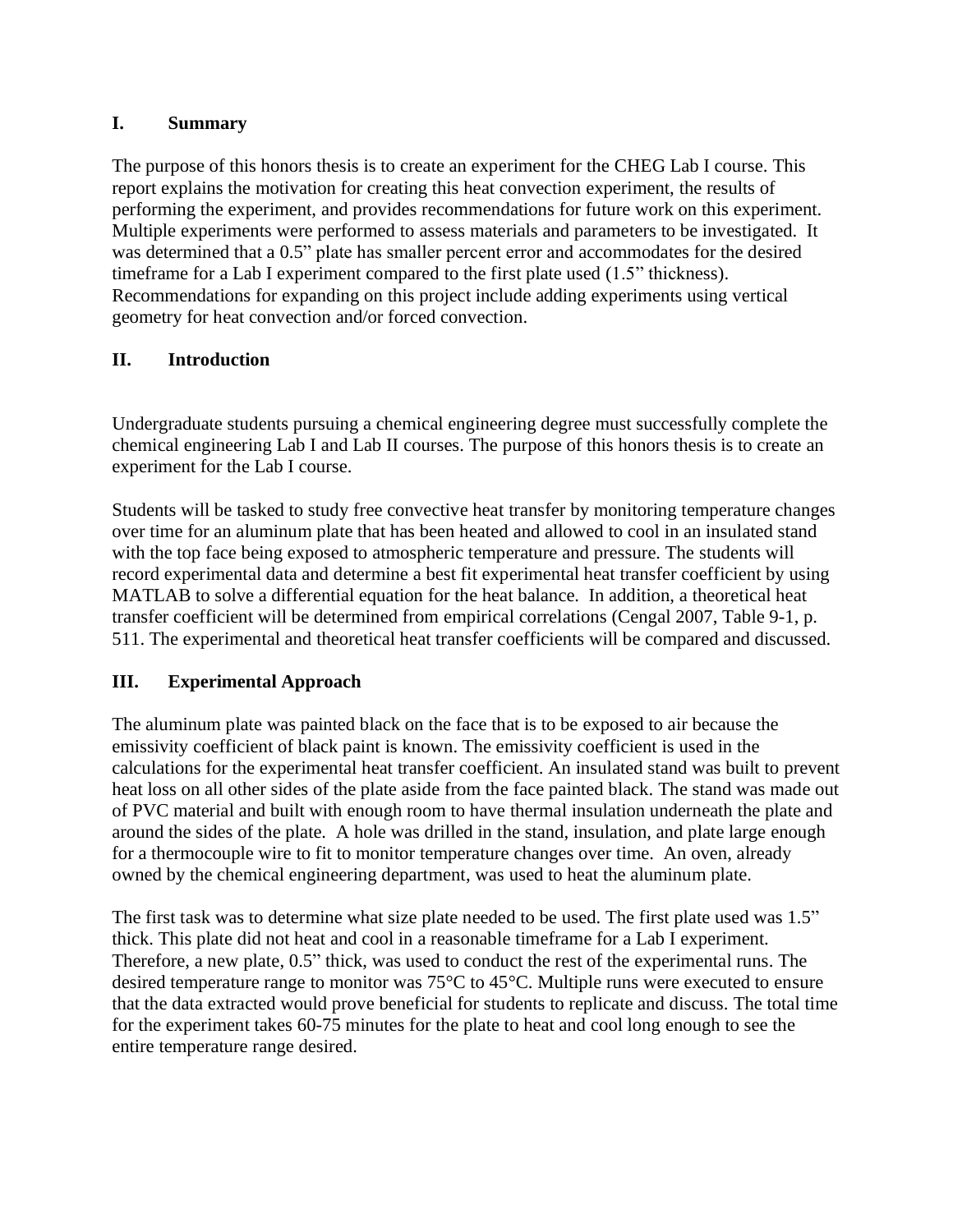## I. Summary

The purpose of this honors thesis is to create an experiment for the CHEG Lab I course. This report explains the motivation for creating this heat convection experiment, the results of performing the experiment, and provides recommendations for future work on this experiment. Multiple experiments were performed to assess materials and parameters to be investigated. It was determined that a 0.5" plate has smaller percent error and accommodates for the desired timeframe for a Lab I experiment compared to the first plate used (1.5" thickness). Recommendations for expanding on this project include adding experiments using vertical geometry for heat convection and/or forced convection.

## II. Introduction

Undergraduate students pursuing a chemical engineering degree must successfully complete the chemical engineering Lab I and Lab II courses. The purpose of this honors thesis is to create an experiment for the Lab I course.

Students will be tasked to study free convective heat transfer by monitoring temperature changes over time for an aluminum plate that has been heated and allowed to cool in an insulated stand with the top face being exposed to atmospheric temperature and pressure. The students will record experimental data and determine a best fit experimental heat transfer coefficient by using MATLAB to solve a differential equation for the heat balance. In addition, a theoretical heat transfer coefficient will be determined from empirical correlations (Cengal 2007, Table 9-1, p. 511. The experimental and theoretical heat transfer coefficients will be compared and discussed.

## III. Experimental Approach

The aluminum plate was painted black on the face that is to be exposed to air because the emissivity coefficient of black paint is known. The emissivity coefficient is used in the calculations for the experimental heat transfer coefficient. An insulated stand was built to prevent heat loss on all other sides of the plate aside from the face painted black. The stand was made out of PVC material and built with enough room to have thermal insulation underneath the plate and around the sides of the plate. A hole was drilled in the stand, insulation, and plate large enough for a thermocouple wire to fit to monitor temperature changes over time. An oven, already owned by the chemical engineering department, was used to heat the aluminum plate.

The first task was to determine what size plate needed to be used. The first plate used was 1.5" thick. This plate did not heat and cool in a reasonable timeframe for a Lab I experiment. Therefore, a new plate, 0.5" thick, was used to conduct the rest of the experimental runs. The desired temperature range to monitor was 75°C to 45°C. Multiple runs were executed to ensure that the data extracted would prove beneficial for students to replicate and discuss. The total time for the experiment takes 60-75 minutes for the plate to heat and cool long enough to see the entire temperature range desired.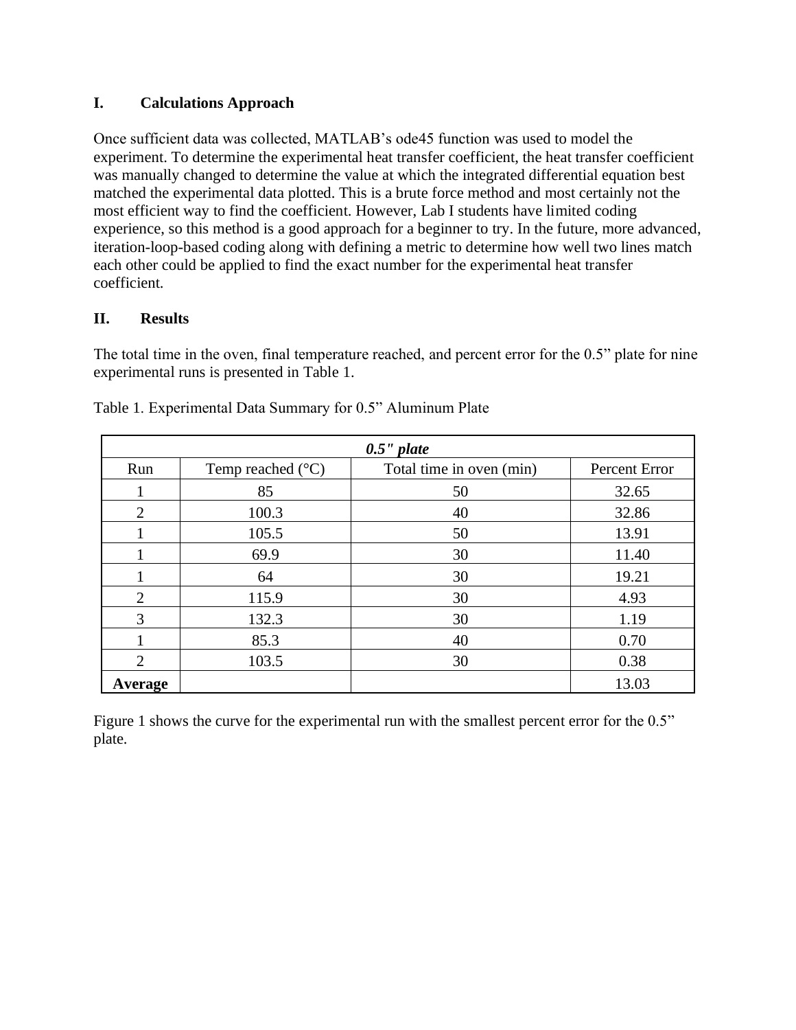## I. Calculations Approach

Once sufficient data was collected, MATLAB's ode45 function was used to model the experiment. To determine the experimental heat transfer coefficient, the heat transfer coefficient was manually changed to determine the value at which the integrated differential equation best matched the experimental data plotted. This is a brute force method and most certainly not the most efficient way to find the coefficient. However, Lab I students have limited coding experience, so this method is a good approach for a beginner to try. In the future, more advanced, iteration-loop-based coding along with defining a metric to determine how well two lines match each other could be applied to find the exact number for the experimental heat transfer coefficient.

## II. Results

The total time in the oven, final temperature reached, and percent error for the 0.5" plate for nine experimental runs is presented in Table 1.

Table 1. Experimental Data Summary for 0.5" Aluminum Plate

| ***0.5" plate*** | | | |
|---|---|---|---|
| Run | Temp reached (°C) | Total time in oven (min) | Percent Error |
| 1 | 85 | 50 | 32.65 |
| 2 | 100.3 | 40 | 32.86 |
| 1 | 105.5 | 50 | 13.91 |
| 1 | 69.9 | 30 | 11.40 |
| 1 | 64 | 30 | 19.21 |
| 2 | 115.9 | 30 | 4.93 |
| 3 | 132.3 | 30 | 1.19 |
| 1 | 85.3 | 40 | 0.70 |
| 2 | 103.5 | 30 | 0.38 |
| **Average** | | | 13.03 |

Figure 1 shows the curve for the experimental run with the smallest percent error for the 0.5" plate.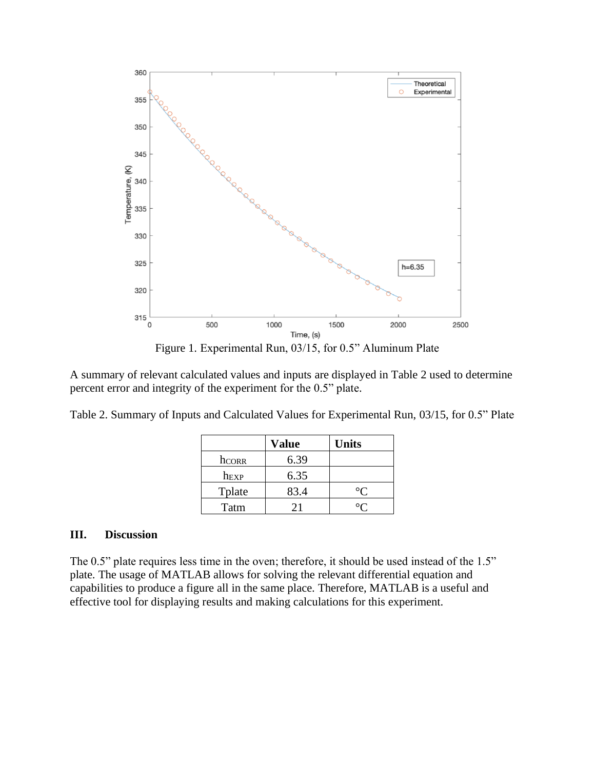Figure 1. Experimental Run, 03/15, for 0.5" Aluminum Plate

A summary of relevant calculated values and inputs are displayed in Table 2 used to determine percent error and integrity of the experiment for the 0.5" plate.

Table 2. Summary of Inputs and Calculated Values for Experimental Run, 03/15, for 0.5" Plate

| | Value | Units |
|---|---|---|
| $h_{CORR}$ | 6.39 | |
| $h_{EXP}$ | 6.35 | |
| Tplate | 83.4 | °C |
| Tatm | 21 | °C |

### III. Discussion

The 0.5" plate requires less time in the oven; therefore, it should be used instead of the 1.5" plate. The usage of MATLAB allows for solving the relevant differential equation and capabilities to produce a figure all in the same place. Therefore, MATLAB is a useful and effective tool for displaying results and making calculations for this experiment.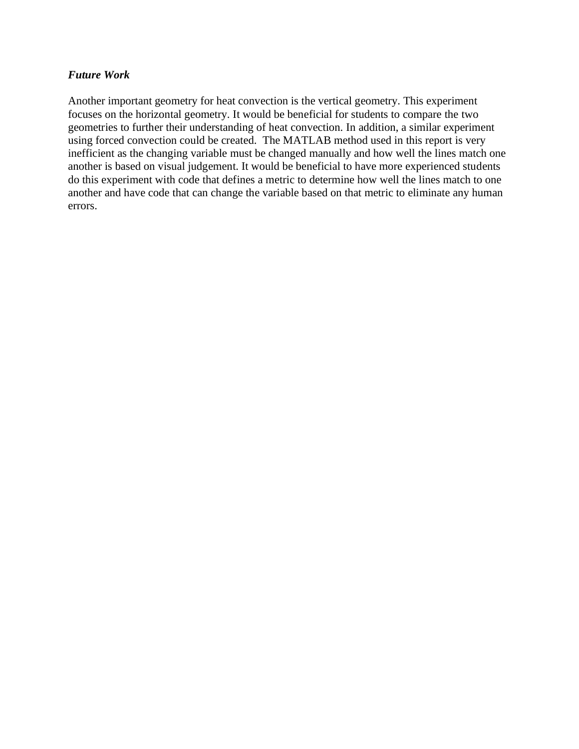### ***Future Work***

Another important geometry for heat convection is the vertical geometry. This experiment focuses on the horizontal geometry. It would be beneficial for students to compare the two geometries to further their understanding of heat convection. In addition, a similar experiment using forced convection could be created. The MATLAB method used in this report is very inefficient as the changing variable must be changed manually and how well the lines match one another is based on visual judgement. It would be beneficial to have more experienced students do this experiment with code that defines a metric to determine how well the lines match to one another and have code that can change the variable based on that metric to eliminate any human errors.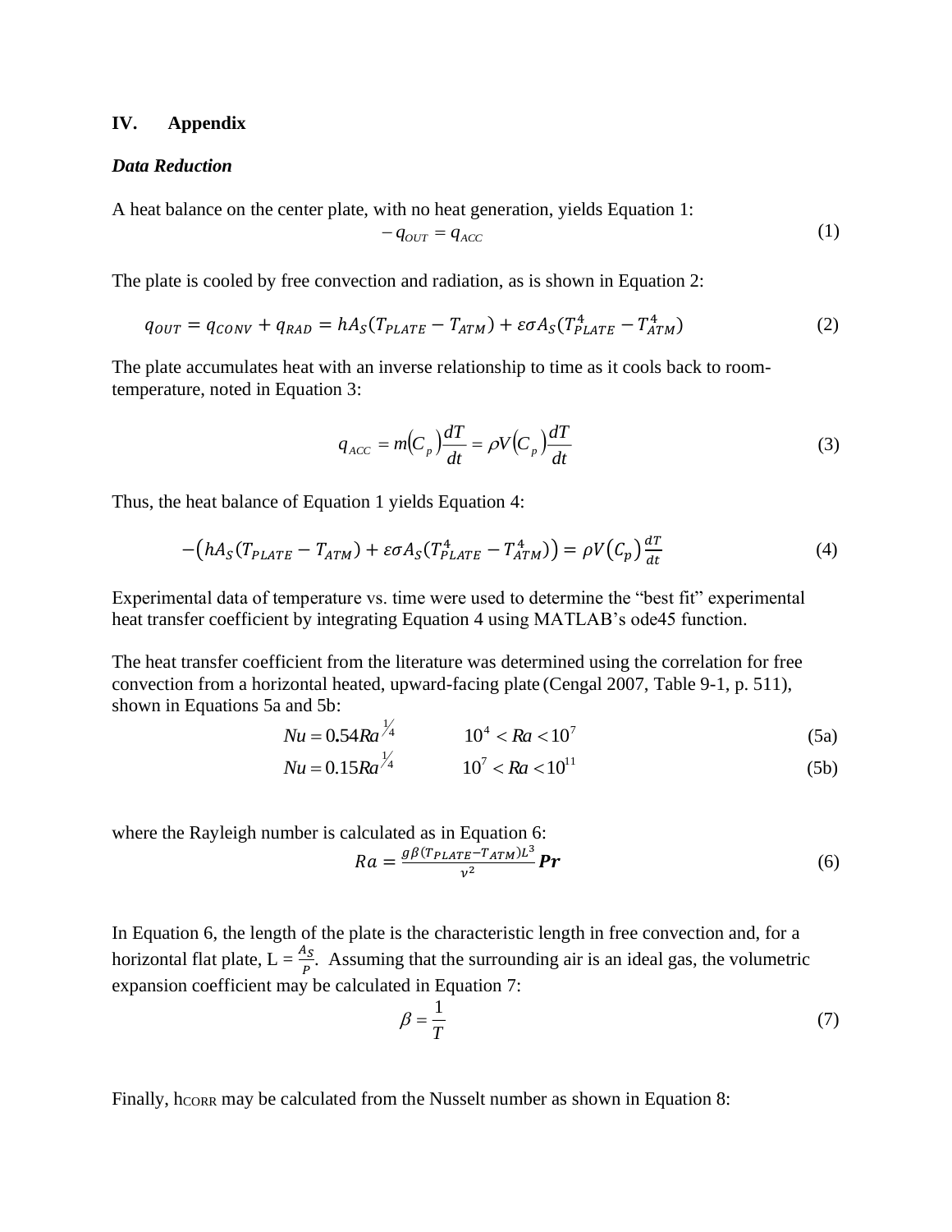## IV. Appendix

### *Data Reduction*

A heat balance on the center plate, with no heat generation, yields Equation 1:

$$-q_{OUT} = q_{ACC} \tag{1}$$

The plate is cooled by free convection and radiation, as is shown in Equation 2:

$$q_{OUT} = q_{CONV} + q_{RAD} = hA_S(T_{PLATE} - T_{ATM}) + \varepsilon\sigma A_S(T_{PLATE}^4 - T_{ATM}^4) \tag{2}$$

The plate accumulates heat with an inverse relationship to time as it cools back to room-temperature, noted in Equation 3:

$$q_{ACC} = m\left(C_p\right)\frac{dT}{dt} = \rho V\left(C_p\right)\frac{dT}{dt} \tag{3}$$

Thus, the heat balance of Equation 1 yields Equation 4:

$$-\left(hA_S(T_{PLATE} - T_{ATM}) + \varepsilon\sigma A_S(T_{PLATE}^4 - T_{ATM}^4)\right) = \rho V\left(C_p\right)\frac{dT}{dt} \tag{4}$$

Experimental data of temperature vs. time were used to determine the "best fit" experimental heat transfer coefficient by integrating Equation 4 using MATLAB's ode45 function.

The heat transfer coefficient from the literature was determined using the correlation for free convection from a horizontal heated, upward-facing plate (Cengal 2007, Table 9-1, p. 511), shown in Equations 5a and 5b:

$$Nu = 0.54Ra^{1/4} \qquad 10^4 < Ra < 10^7 \tag{5a}$$

$$Nu = 0.15Ra^{1/4} \qquad 10^7 < Ra < 10^{11} \tag{5b}$$

where the Rayleigh number is calculated as in Equation 6:

$$Ra = \frac{g\beta(T_{PLATE} - T_{ATM})L^3}{\nu^2}\boldsymbol{Pr} \tag{6}$$

In Equation 6, the length of the plate is the characteristic length in free convection and, for a horizontal flat plate, $L = \frac{A_S}{P}$. Assuming that the surrounding air is an ideal gas, the volumetric expansion coefficient may be calculated in Equation 7:

$$\beta = \frac{1}{T} \tag{7}$$

Finally, $h_{CORR}$ may be calculated from the Nusselt number as shown in Equation 8: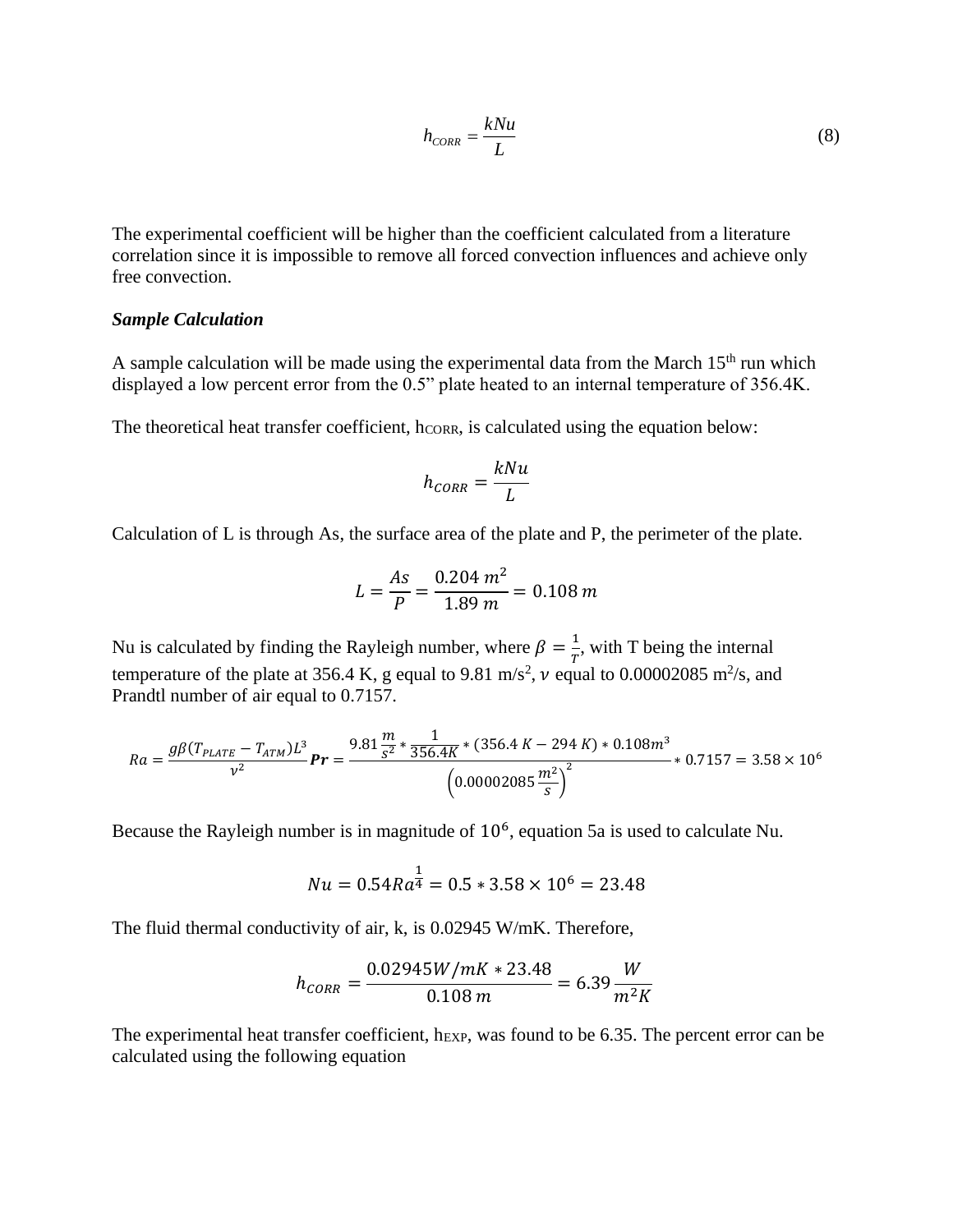$$h_{CORR} = \frac{kNu}{L} \tag{8}$$

The experimental coefficient will be higher than the coefficient calculated from a literature correlation since it is impossible to remove all forced convection influences and achieve only free convection.

***Sample Calculation***

A sample calculation will be made using the experimental data from the March 15th run which displayed a low percent error from the 0.5" plate heated to an internal temperature of 356.4K.

The theoretical heat transfer coefficient, $h_{CORR}$, is calculated using the equation below:

$$h_{CORR} = \frac{kNu}{L}$$

Calculation of L is through As, the surface area of the plate and P, the perimeter of the plate.

$$L = \frac{As}{P} = \frac{0.204\ m^2}{1.89\ m} = 0.108\ m$$

Nu is calculated by finding the Rayleigh number, where $\beta = \frac{1}{T}$, with T being the internal temperature of the plate at 356.4 K, g equal to 9.81 m/s$^2$, $\nu$ equal to 0.00002085 m$^2$/s, and Prandtl number of air equal to 0.7157.

$$Ra = \frac{g\beta(T_{PLATE} - T_{ATM})L^3}{\nu^2}\boldsymbol{Pr} = \frac{9.81\frac{m}{s^2} * \frac{1}{356.4K} * (356.4\ K - 294\ K) * 0.108m^3}{\left(0.00002085\frac{m^2}{s}\right)^2} * 0.7157 = 3.58 \times 10^6$$

Because the Rayleigh number is in magnitude of $10^6$, equation 5a is used to calculate Nu.

$$Nu = 0.54Ra^{\frac{1}{4}} = 0.5 * 3.58 \times 10^6 = 23.48$$

The fluid thermal conductivity of air, k, is 0.02945 W/mK. Therefore,

$$h_{CORR} = \frac{0.02945W/mK * 23.48}{0.108\ m} = 6.39\frac{W}{m^2K}$$

The experimental heat transfer coefficient, $h_{EXP}$, was found to be 6.35. The percent error can be calculated using the following equation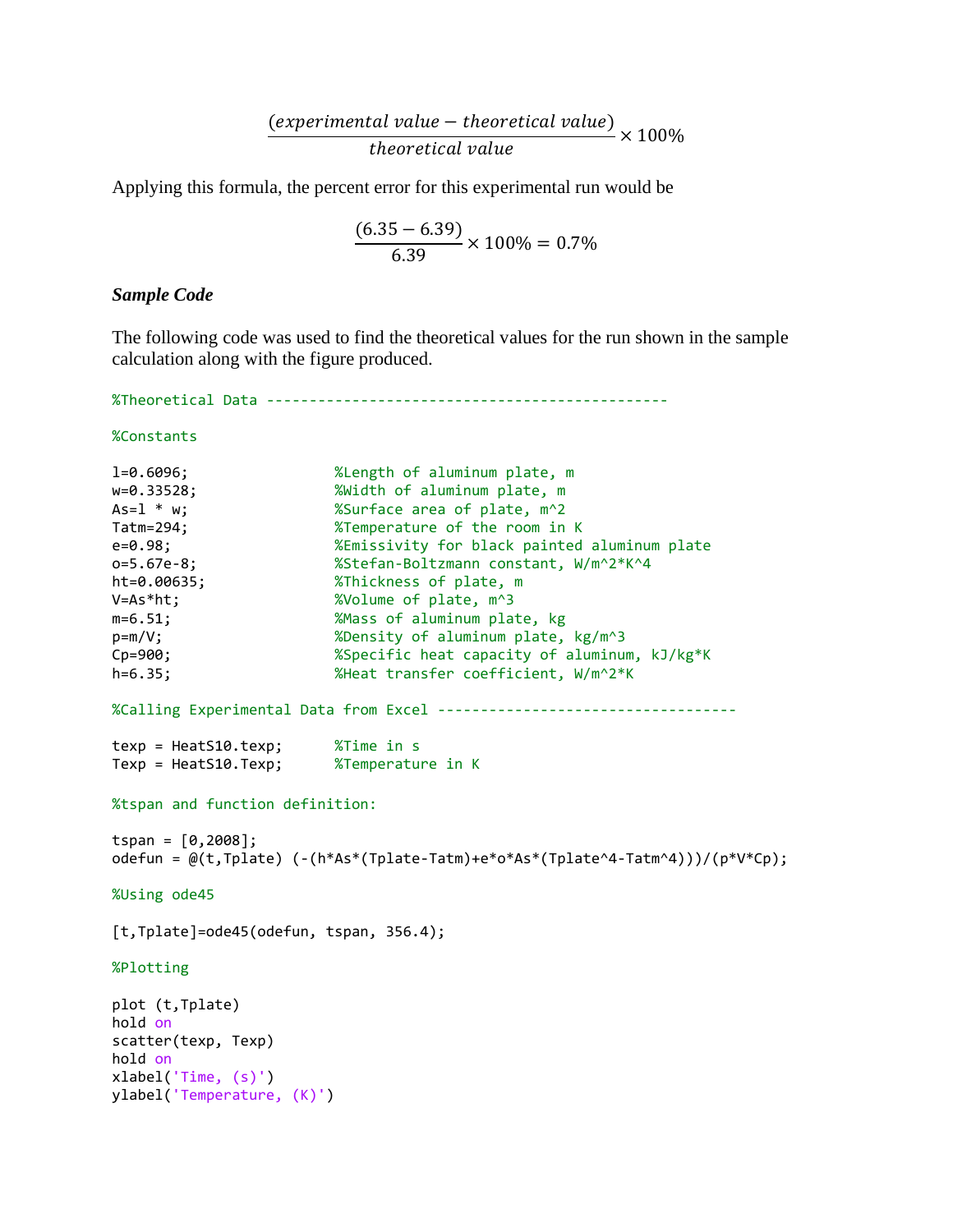$$\frac{(experimental\ value - theoretical\ value)}{theoretical\ value} \times 100\%$$

Applying this formula, the percent error for this experimental run would be

$$\frac{(6.35 - 6.39)}{6.39} \times 100\% = 0.7\%$$

***Sample Code***

The following code was used to find the theoretical values for the run shown in the sample calculation along with the figure produced.

```
%Theoretical Data -----------------------------------------------

%Constants

l=0.6096;                   %Length of aluminum plate, m
w=0.33528;                  %Width of aluminum plate, m
As=l * w;                   %Surface area of plate, m^2
Tatm=294;                   %Temperature of the room in K
e=0.98;                     %Emissivity for black painted aluminum plate
o=5.67e-8;                  %Stefan-Boltzmann constant, W/m^2*K^4
ht=0.00635;                 %Thickness of plate, m
V=As*ht;                    %Volume of plate, m^3
m=6.51;                     %Mass of aluminum plate, kg
p=m/V;                      %Density of aluminum plate, kg/m^3
Cp=900;                     %Specific heat capacity of aluminum, kJ/kg*K
h=6.35;                     %Heat transfer coefficient, W/m^2*K

%Calling Experimental Data from Excel -----------------------------------

texp = HeatS10.texp;        %Time in s
Texp = HeatS10.Texp;        %Temperature in K

%tspan and function definition:

tspan = [0,2008];
odefun = @(t,Tplate) (-(h*As*(Tplate-Tatm)+e*o*As*(Tplate^4-Tatm^4)))/(p*V*Cp);

%Using ode45

[t,Tplate]=ode45(odefun, tspan, 356.4);

%Plotting

plot (t,Tplate)
hold on
scatter(texp, Texp)
hold on
xlabel('Time, (s)')
ylabel('Temperature, (K)')
```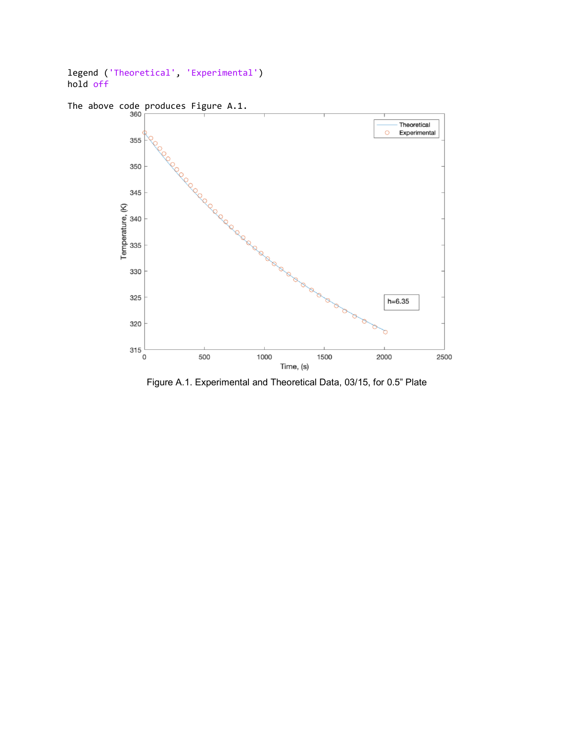```
legend ('Theoretical', 'Experimental')
hold off
```

The above code produces Figure A.1.

Figure A.1. Experimental and Theoretical Data, 03/15, for 0.5" Plate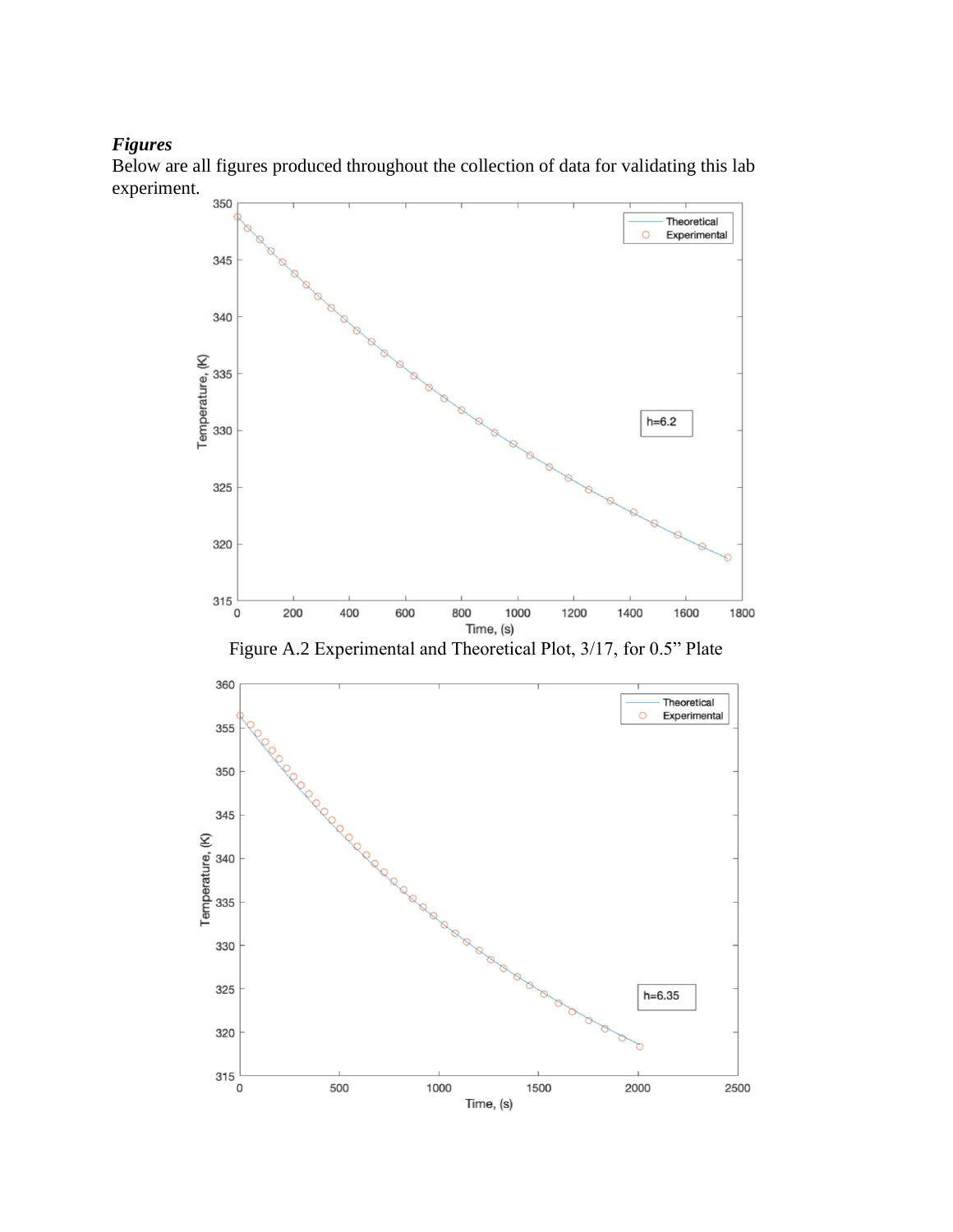### *Figures*

Below are all figures produced throughout the collection of data for validating this lab experiment.

Figure A.2 Experimental and Theoretical Plot, 3/17, for 0.5" Plate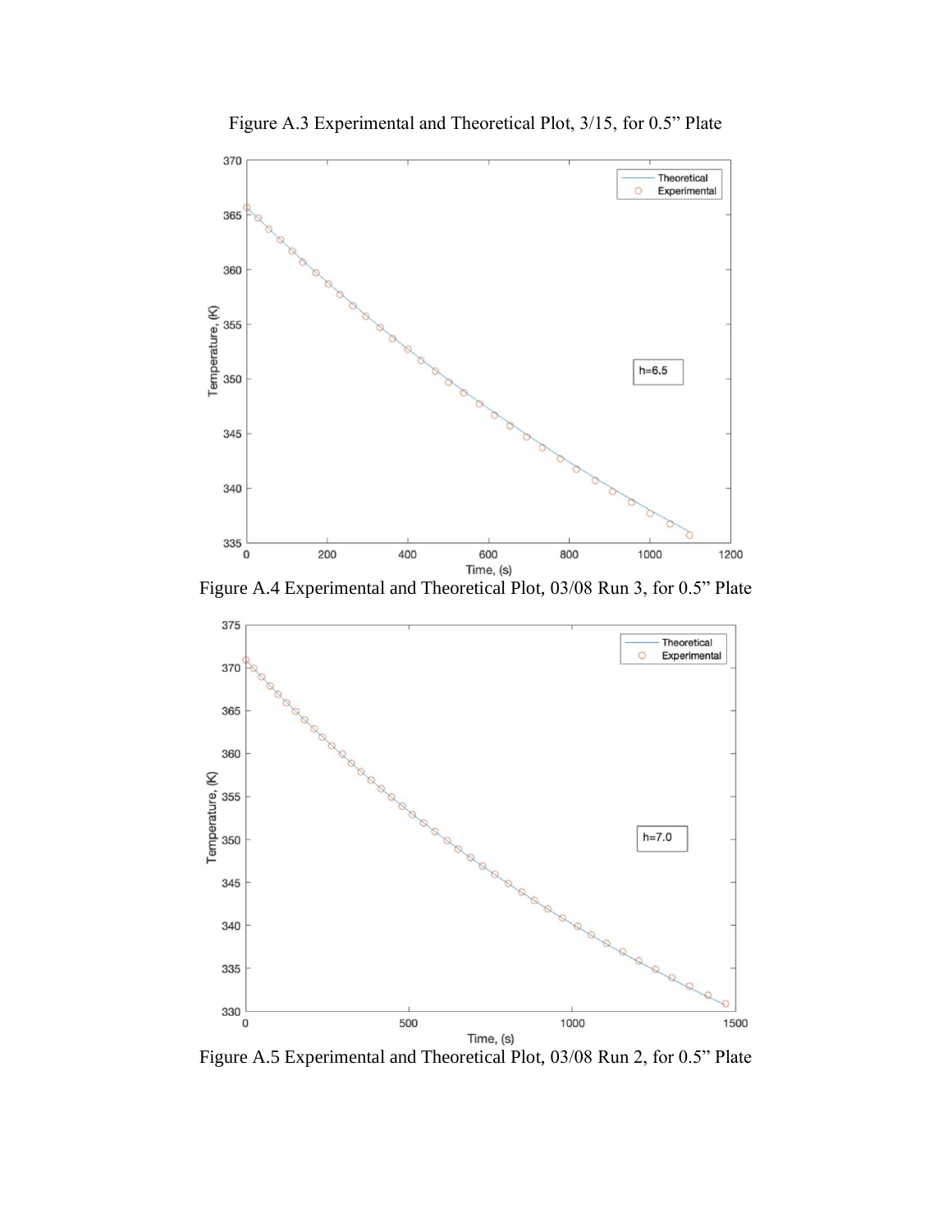Figure A.3 Experimental and Theoretical Plot, 3/15, for 0.5" Plate

Figure A.4 Experimental and Theoretical Plot, 03/08 Run 3, for 0.5" Plate

Figure A.5 Experimental and Theoretical Plot, 03/08 Run 2, for 0.5" Plate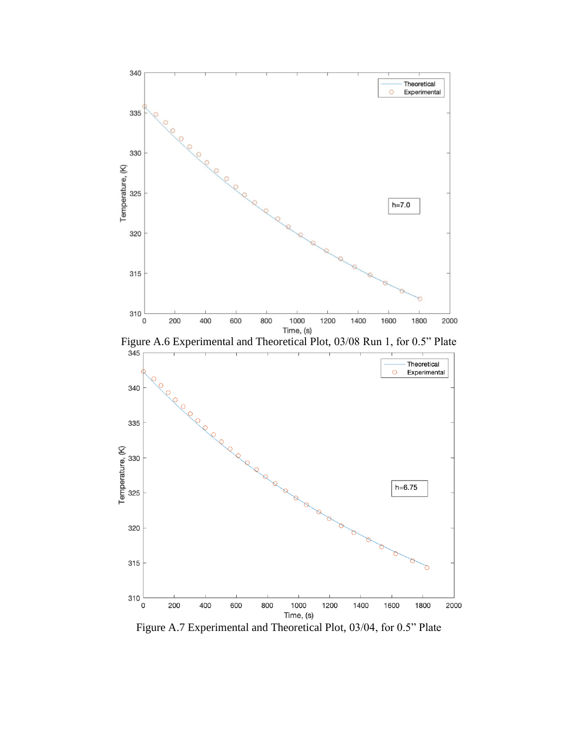Figure A.6 Experimental and Theoretical Plot, 03/08 Run 1, for 0.5” Plate

Figure A.7 Experimental and Theoretical Plot, 03/04, for 0.5” Plate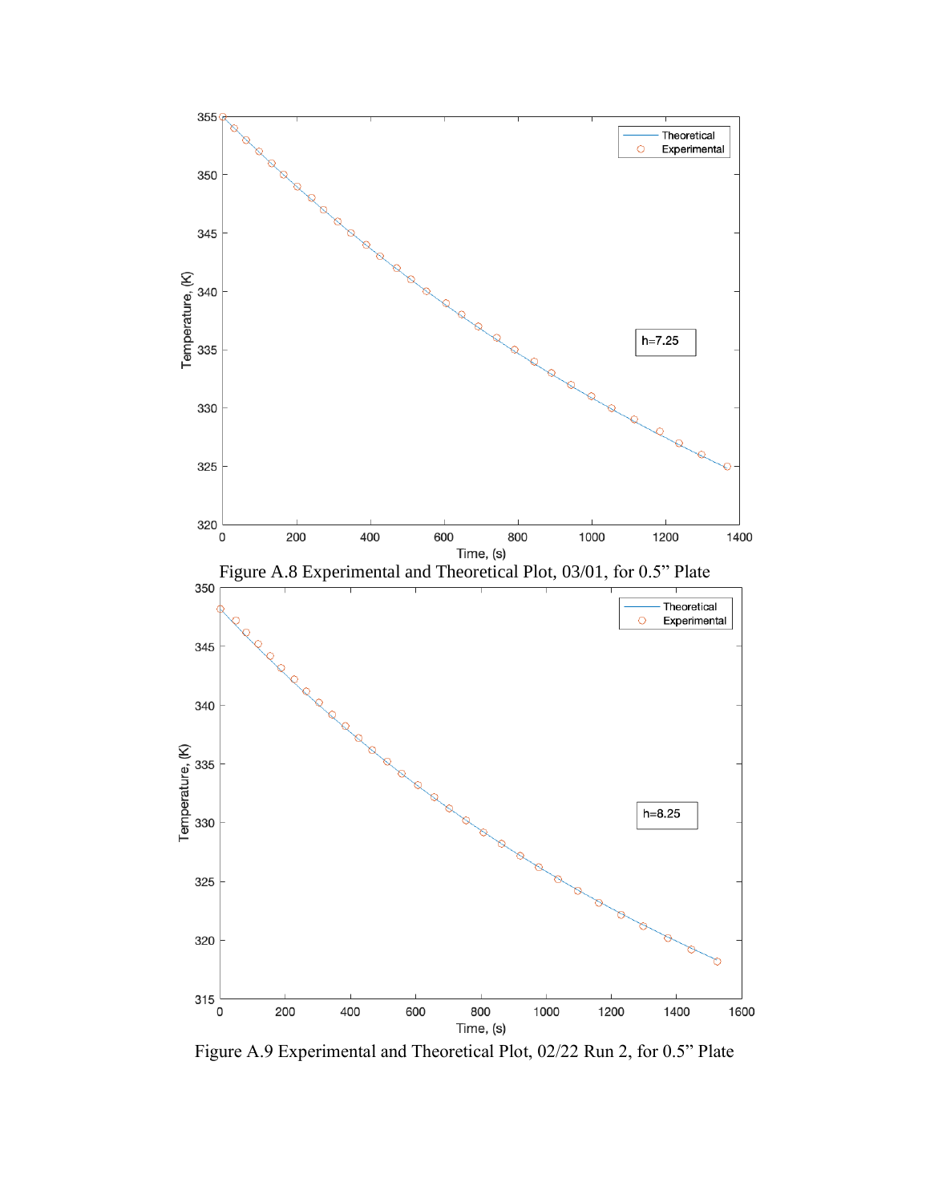Figure A.8 Experimental and Theoretical Plot, 03/01, for 0.5” Plate

Figure A.9 Experimental and Theoretical Plot, 02/22 Run 2, for 0.5” Plate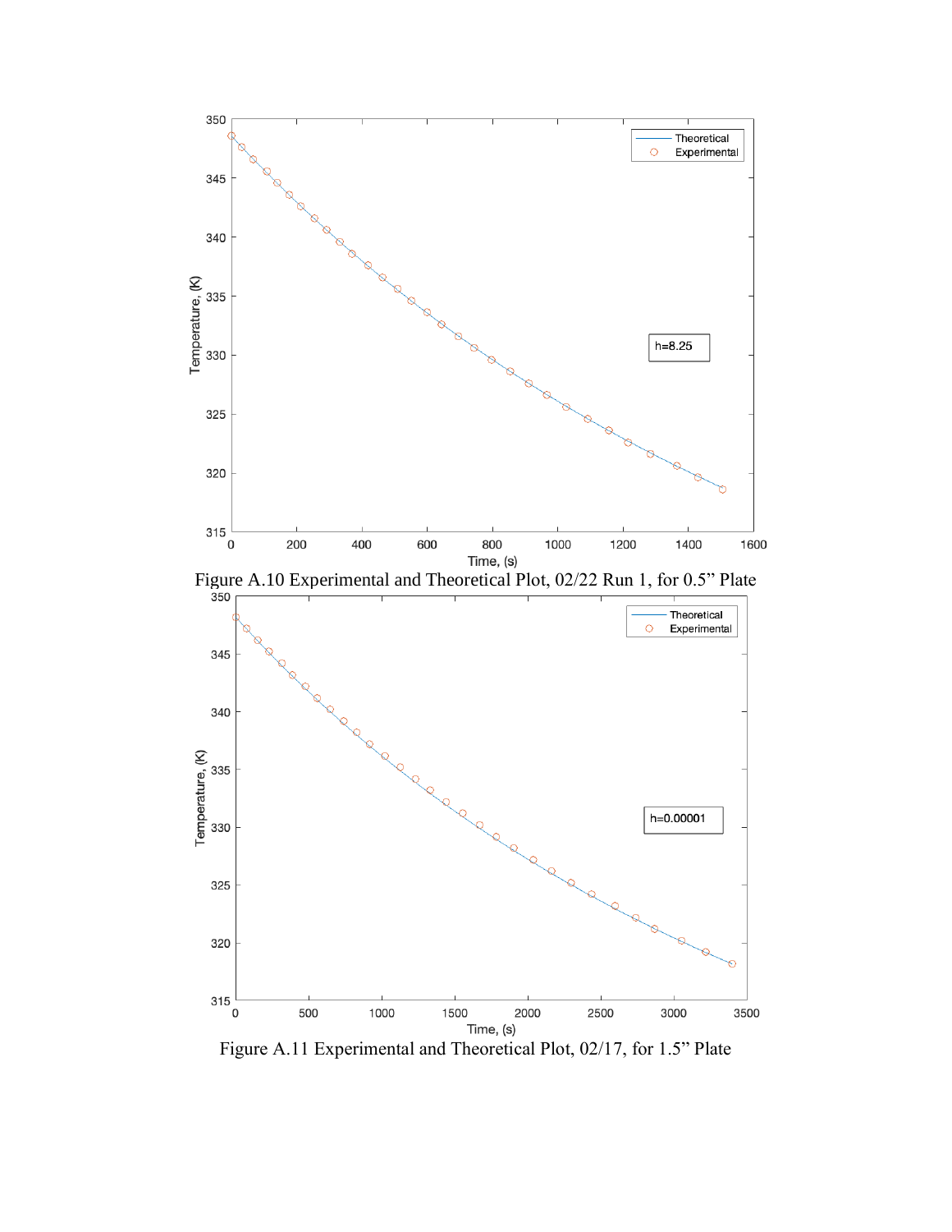Figure A.10 Experimental and Theoretical Plot, 02/22 Run 1, for 0.5” Plate

Figure A.11 Experimental and Theoretical Plot, 02/17, for 1.5” Plate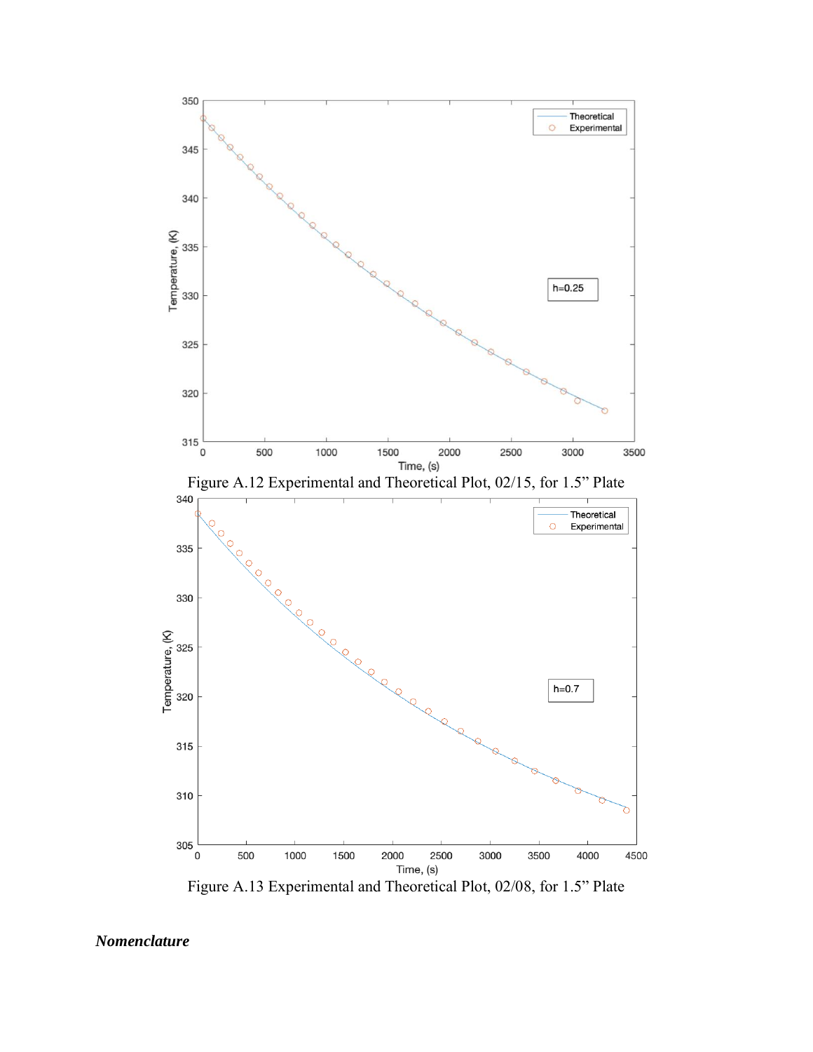Figure A.12 Experimental and Theoretical Plot, 02/15, for 1.5" Plate

Figure A.13 Experimental and Theoretical Plot, 02/08, for 1.5" Plate

***Nomenclature***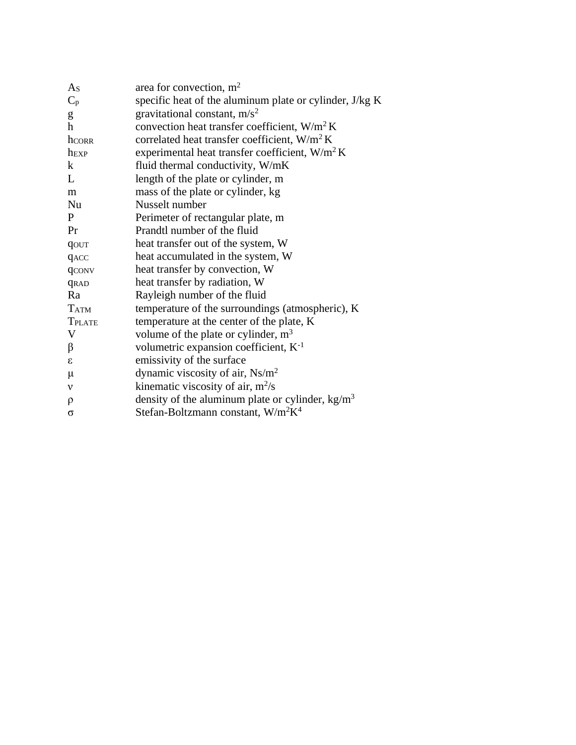| | |
|---|---|
| $A_S$ | area for convection, $m^2$ |
| $C_p$ | specific heat of the aluminum plate or cylinder, J/kg K |
| g | gravitational constant, $m/s^2$ |
| h | convection heat transfer coefficient, $W/m^2\,K$ |
| $h_{CORR}$ | correlated heat transfer coefficient, $W/m^2\,K$ |
| $h_{EXP}$ | experimental heat transfer coefficient, $W/m^2\,K$ |
| k | fluid thermal conductivity, W/mK |
| L | length of the plate or cylinder, m |
| m | mass of the plate or cylinder, kg |
| Nu | Nusselt number |
| P | Perimeter of rectangular plate, m |
| Pr | Prandtl number of the fluid |
| $q_{OUT}$ | heat transfer out of the system, W |
| $q_{ACC}$ | heat accumulated in the system, W |
| $q_{CONV}$ | heat transfer by convection, W |
| $q_{RAD}$ | heat transfer by radiation, W |
| Ra | Rayleigh number of the fluid |
| $T_{ATM}$ | temperature of the surroundings (atmospheric), K |
| $T_{PLATE}$ | temperature at the center of the plate, K |
| V | volume of the plate or cylinder, $m^3$ |
| $\beta$ | volumetric expansion coefficient, $K^{-1}$ |
| $\varepsilon$ | emissivity of the surface |
| $\mu$ | dynamic viscosity of air, $Ns/m^2$ |
| $\nu$ | kinematic viscosity of air, $m^2/s$ |
| $\rho$ | density of the aluminum plate or cylinder, $kg/m^3$ |
| $\sigma$ | Stefan-Boltzmann constant, $W/m^2K^4$ |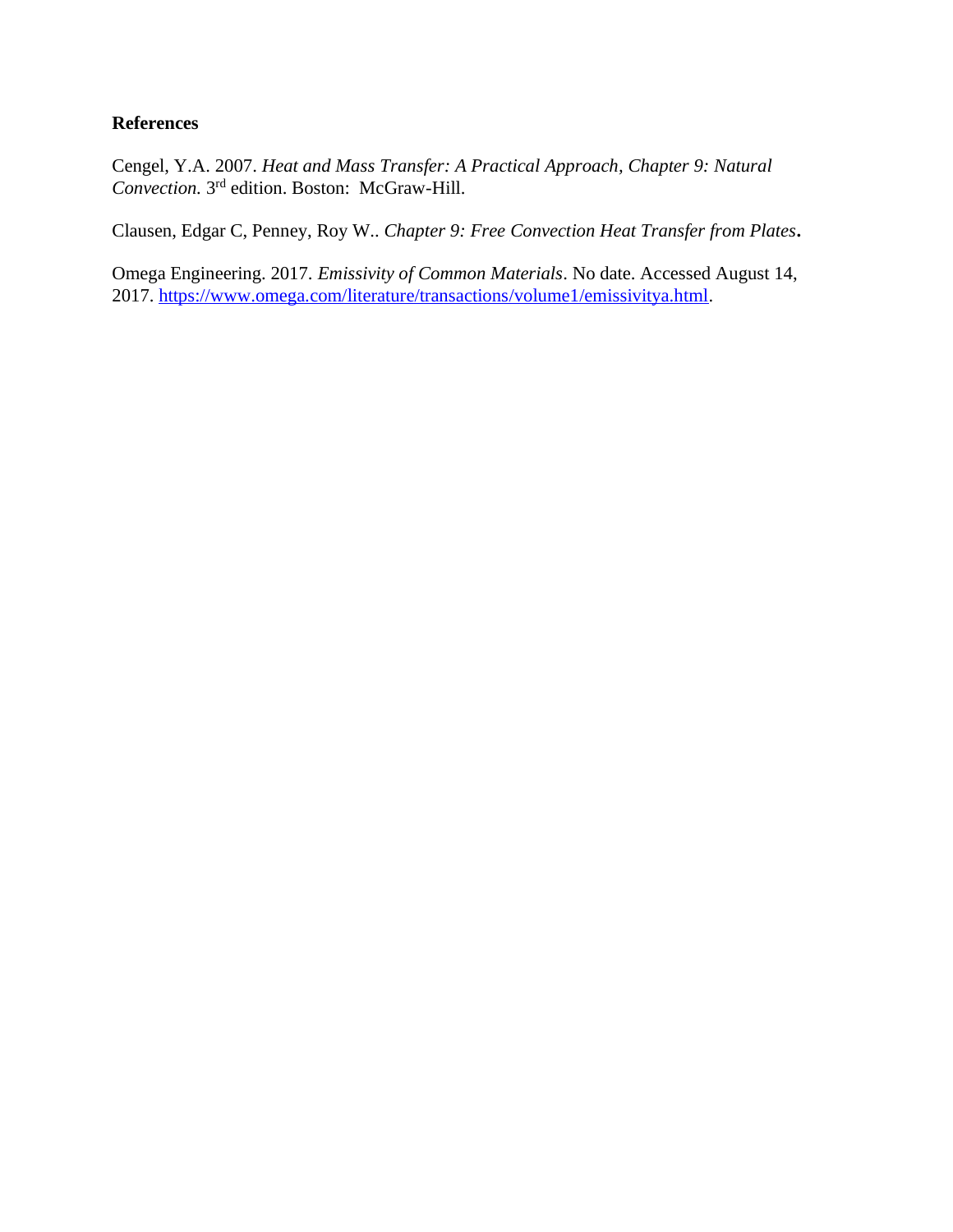**References**

Cengel, Y.A. 2007. *Heat and Mass Transfer: A Practical Approach*, *Chapter 9: Natural Convection.* 3rd edition. Boston: McGraw-Hill.

Clausen, Edgar C, Penney, Roy W.. *Chapter 9: Free Convection Heat Transfer from Plates***.**

Omega Engineering. 2017. *Emissivity of Common Materials*. No date. Accessed August 14, 2017. https://www.omega.com/literature/transactions/volume1/emissivitya.html.